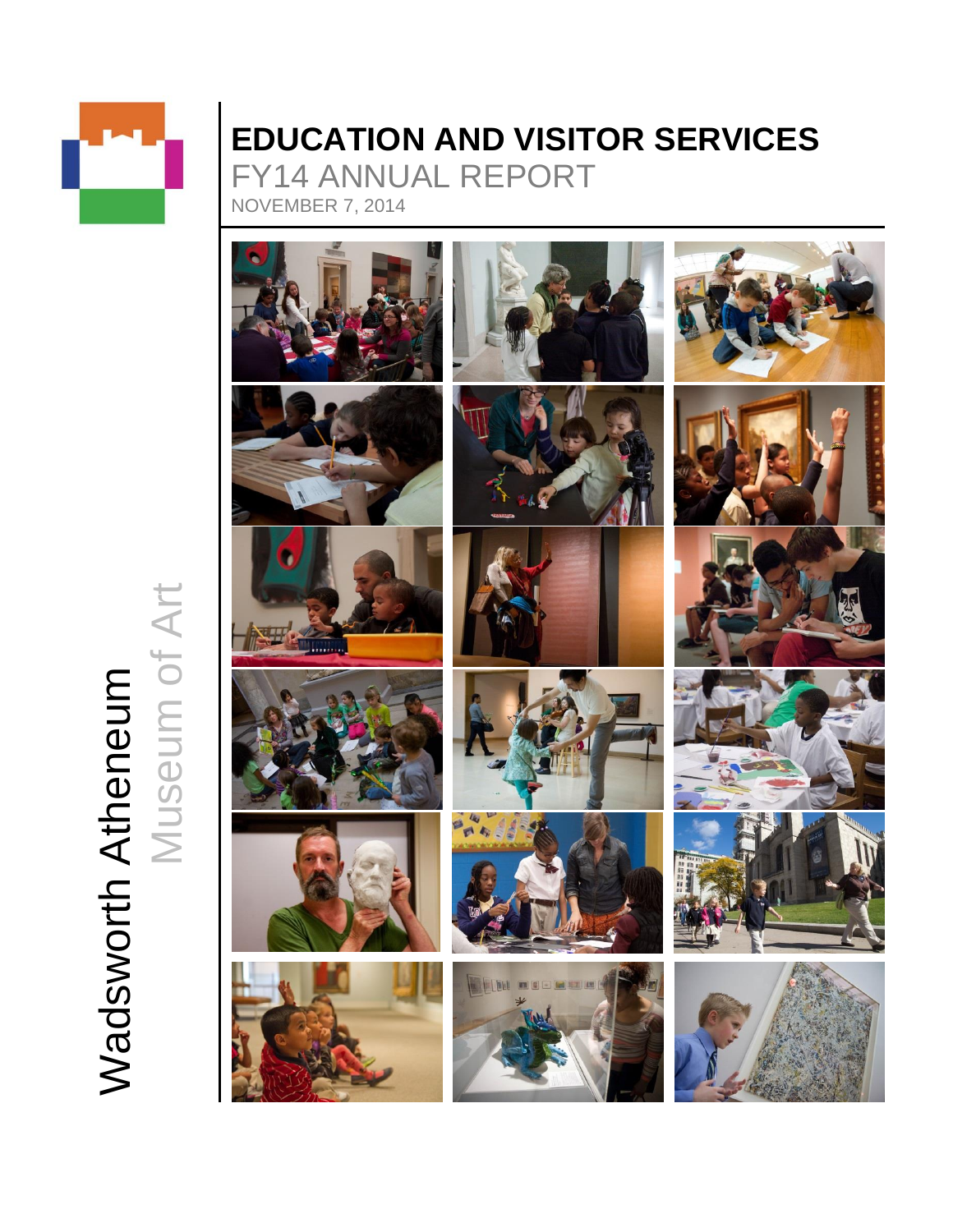Wadsworth Atheneum Museum of Art

# EDUCATION AND VISITOR SERVICES

## FY14 ANNUAL REPORT

NOVEMBER 7, 2014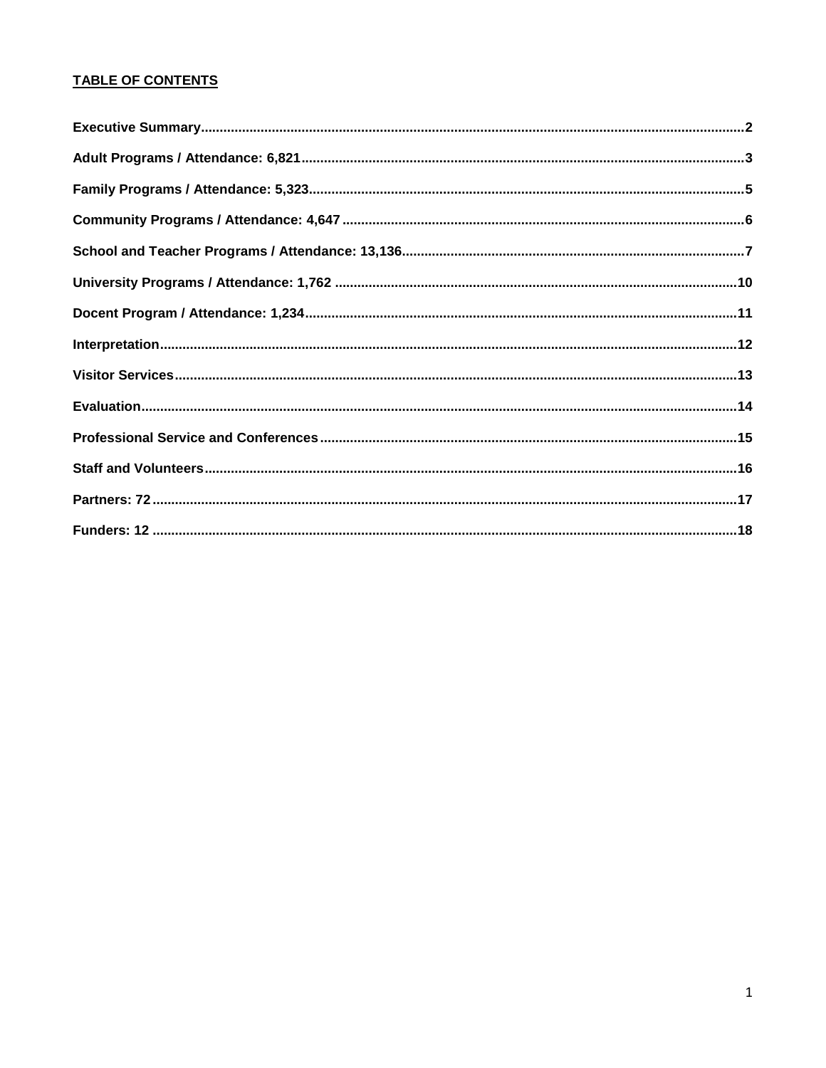**TABLE OF CONTENTS**

**Executive Summary**......2

**Adult Programs / Attendance: 6,821**......3

**Family Programs / Attendance: 5,323**......5

**Community Programs / Attendance: 4,647**......6

**School and Teacher Programs / Attendance: 13,136**......7

**University Programs / Attendance: 1,762**......10

**Docent Program / Attendance: 1,234**......11

**Interpretation**......12

**Visitor Services**......13

**Evaluation**......14

**Professional Service and Conferences**......15

**Staff and Volunteers**......16

**Partners: 72**......17

**Funders: 12**......18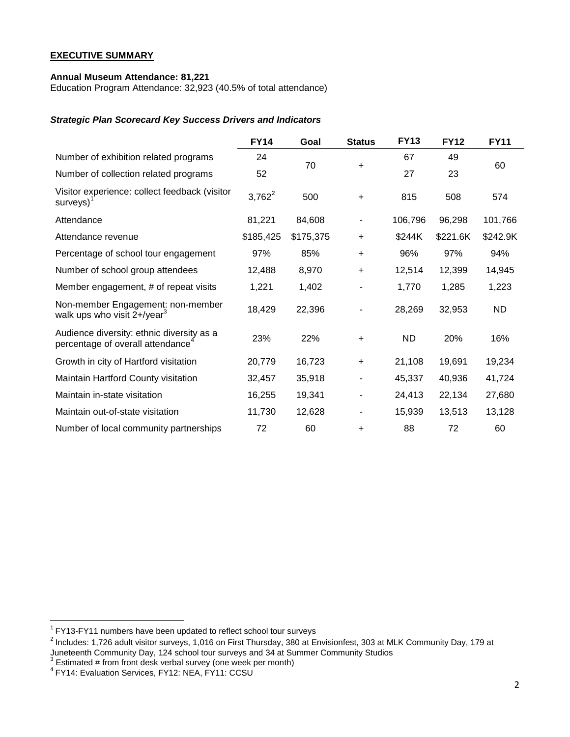**EXECUTIVE SUMMARY**

**Annual Museum Attendance: 81,221**
Education Program Attendance: 32,923 (40.5% of total attendance)

***Strategic Plan Scorecard Key Success Drivers and Indicators***

| | FY14 | Goal | Status | FY13 | FY12 | FY11 |
|---|---|---|---|---|---|---|
| Number of exhibition related programs | 24 | 70 | + | 67 | 49 | 60 |
| Number of collection related programs | 52 | | | 27 | 23 | |
| Visitor experience: collect feedback (visitor surveys)[1] | 3,762[2] | 500 | + | 815 | 508 | 574 |
| Attendance | 81,221 | 84,608 | - | 106,796 | 96,298 | 101,766 |
| Attendance revenue | $185,425 | $175,375 | + | $244K | $221.6K | $242.9K |
| Percentage of school tour engagement | 97% | 85% | + | 96% | 97% | 94% |
| Number of school group attendees | 12,488 | 8,970 | + | 12,514 | 12,399 | 14,945 |
| Member engagement, # of repeat visits | 1,221 | 1,402 | - | 1,770 | 1,285 | 1,223 |
| Non-member Engagement: non-member walk ups who visit 2+/year[3] | 18,429 | 22,396 | - | 28,269 | 32,953 | ND |
| Audience diversity: ethnic diversity as a percentage of overall attendance[4] | 23% | 22% | + | ND | 20% | 16% |
| Growth in city of Hartford visitation | 20,779 | 16,723 | + | 21,108 | 19,691 | 19,234 |
| Maintain Hartford County visitation | 32,457 | 35,918 | - | 45,337 | 40,936 | 41,724 |
| Maintain in-state visitation | 16,255 | 19,341 | - | 24,413 | 22,134 | 27,680 |
| Maintain out-of-state visitation | 11,730 | 12,628 | - | 15,939 | 13,513 | 13,128 |
| Number of local community partnerships | 72 | 60 | + | 88 | 72 | 60 |

[1] FY13-FY11 numbers have been updated to reflect school tour surveys
[2] Includes: 1,726 adult visitor surveys, 1,016 on First Thursday, 380 at Envisionfest, 303 at MLK Community Day, 179 at Juneteenth Community Day, 124 school tour surveys and 34 at Summer Community Studios
[3] Estimated # from front desk verbal survey (one week per month)
[4] FY14: Evaluation Services, FY12: NEA, FY11: CCSU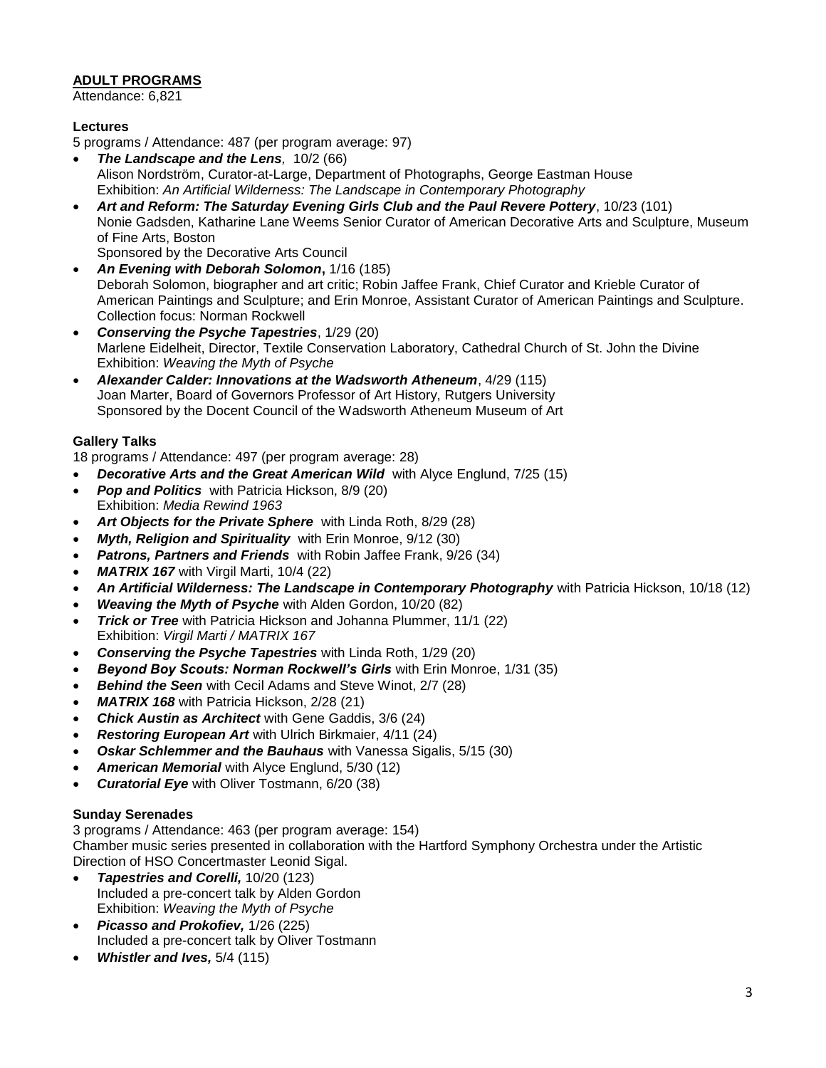## ADULT PROGRAMS

Attendance: 6,821

### Lectures

5 programs / Attendance: 487 (per program average: 97)

- ***The Landscape and the Lens**,* 10/2 (66)
  Alison Nordström, Curator-at-Large, Department of Photographs, George Eastman House
  Exhibition: *An Artificial Wilderness: The Landscape in Contemporary Photography*
- ***Art and Reform: The Saturday Evening Girls Club and the Paul Revere Pottery***, 10/23 (101)
  Nonie Gadsden, Katharine Lane Weems Senior Curator of American Decorative Arts and Sculpture, Museum of Fine Arts, Boston
  Sponsored by the Decorative Arts Council
- ***An Evening with Deborah Solomon*****,** 1/16 (185)
  Deborah Solomon, biographer and art critic; Robin Jaffee Frank, Chief Curator and Krieble Curator of American Paintings and Sculpture; and Erin Monroe, Assistant Curator of American Paintings and Sculpture.
  Collection focus: Norman Rockwell
- ***Conserving the Psyche Tapestries***, 1/29 (20)
  Marlene Eidelheit, Director, Textile Conservation Laboratory, Cathedral Church of St. John the Divine
  Exhibition: *Weaving the Myth of Psyche*
- ***Alexander Calder: Innovations at the Wadsworth Atheneum***, 4/29 (115)
  Joan Marter, Board of Governors Professor of Art History, Rutgers University
  Sponsored by the Docent Council of the Wadsworth Atheneum Museum of Art

### Gallery Talks

18 programs / Attendance: 497 (per program average: 28)

- ***Decorative Arts and the Great American Wild*** with Alyce Englund, 7/25 (15)
- ***Pop and Politics*** with Patricia Hickson, 8/9 (20)
  Exhibition: *Media Rewind 1963*
- ***Art Objects for the Private Sphere*** with Linda Roth, 8/29 (28)
- ***Myth, Religion and Spirituality*** with Erin Monroe, 9/12 (30)
- ***Patrons, Partners and Friends*** with Robin Jaffee Frank, 9/26 (34)
- ***MATRIX 167*** with Virgil Marti, 10/4 (22)
- ***An Artificial Wilderness: The Landscape in Contemporary Photography*** with Patricia Hickson, 10/18 (12)
- ***Weaving the Myth of Psyche*** with Alden Gordon, 10/20 (82)
- ***Trick or Tree*** with Patricia Hickson and Johanna Plummer, 11/1 (22)
  Exhibition: *Virgil Marti / MATRIX 167*
- ***Conserving the Psyche Tapestries*** with Linda Roth, 1/29 (20)
- ***Beyond Boy Scouts: Norman Rockwell's Girls*** with Erin Monroe, 1/31 (35)
- ***Behind the Seen*** with Cecil Adams and Steve Winot, 2/7 (28)
- ***MATRIX 168*** with Patricia Hickson, 2/28 (21)
- ***Chick Austin as Architect*** with Gene Gaddis, 3/6 (24)
- ***Restoring European Art*** with Ulrich Birkmaier, 4/11 (24)
- ***Oskar Schlemmer and the Bauhaus*** with Vanessa Sigalis, 5/15 (30)
- ***American Memorial*** with Alyce Englund, 5/30 (12)
- ***Curatorial Eye*** with Oliver Tostmann, 6/20 (38)

### Sunday Serenades

3 programs / Attendance: 463 (per program average: 154)

Chamber music series presented in collaboration with the Hartford Symphony Orchestra under the Artistic Direction of HSO Concertmaster Leonid Sigal.

- ***Tapestries and Corelli,*** 10/20 (123)
  Included a pre-concert talk by Alden Gordon
  Exhibition: *Weaving the Myth of Psyche*
- ***Picasso and Prokofiev,*** 1/26 (225)
  Included a pre-concert talk by Oliver Tostmann
- ***Whistler and Ives,*** 5/4 (115)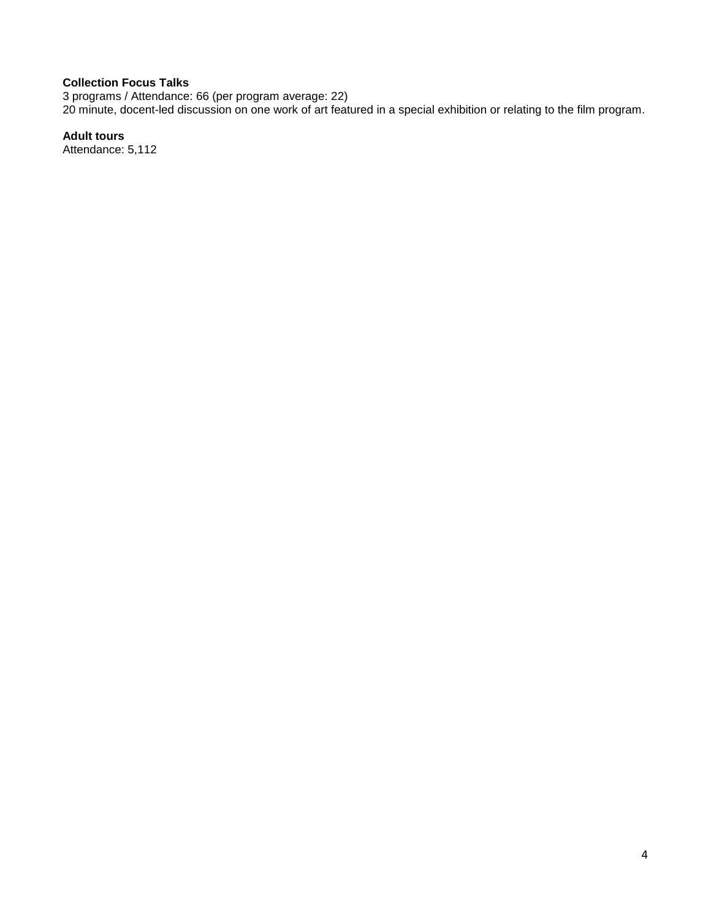**Collection Focus Talks**
3 programs / Attendance: 66 (per program average: 22)
20 minute, docent-led discussion on one work of art featured in a special exhibition or relating to the film program.

**Adult tours**
Attendance: 5,112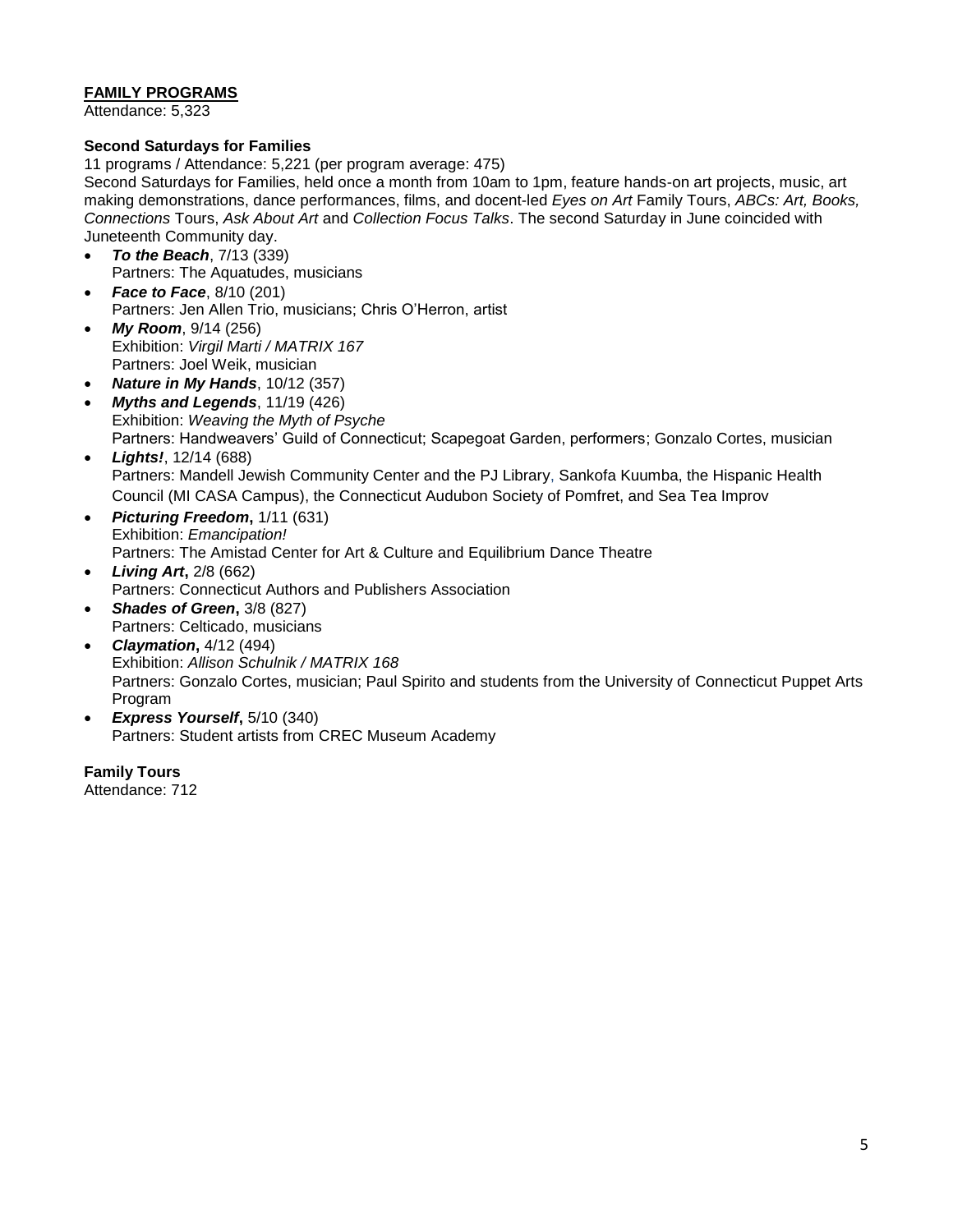**<u>FAMILY PROGRAMS</u>**
Attendance: 5,323

**Second Saturdays for Families**
11 programs / Attendance: 5,221 (per program average: 475)
Second Saturdays for Families, held once a month from 10am to 1pm, feature hands-on art projects, music, art making demonstrations, dance performances, films, and docent-led *Eyes on Art* Family Tours, *ABCs: Art, Books, Connections* Tours, *Ask About Art* and *Collection Focus Talks*. The second Saturday in June coincided with Juneteenth Community day.

- ***To the Beach***, 7/13 (339)
  Partners: The Aquatudes, musicians
- ***Face to Face***, 8/10 (201)
  Partners: Jen Allen Trio, musicians; Chris O'Herron, artist
- ***My Room***, 9/14 (256)
  Exhibition: *Virgil Marti / MATRIX 167*
  Partners: Joel Weik, musician
- ***Nature in My Hands***, 10/12 (357)
- ***Myths and Legends***, 11/19 (426)
  Exhibition: *Weaving the Myth of Psyche*
  Partners: Handweavers' Guild of Connecticut; Scapegoat Garden, performers; Gonzalo Cortes, musician
- ***Lights!***, 12/14 (688)
  Partners: Mandell Jewish Community Center and the PJ Library, Sankofa Kuumba, the Hispanic Health Council (MI CASA Campus), the Connecticut Audubon Society of Pomfret, and Sea Tea Improv
- ***Picturing Freedom*****,** 1/11 (631)
  Exhibition: *Emancipation!*
  Partners: The Amistad Center for Art & Culture and Equilibrium Dance Theatre
- ***Living Art*****,** 2/8 (662)
  Partners: Connecticut Authors and Publishers Association
- ***Shades of Green*****,** 3/8 (827)
  Partners: Celticado, musicians
- ***Claymation*****,** 4/12 (494)
  Exhibition: *Allison Schulnik / MATRIX 168*
  Partners: Gonzalo Cortes, musician; Paul Spirito and students from the University of Connecticut Puppet Arts Program
- ***Express Yourself*****,** 5/10 (340)
  Partners: Student artists from CREC Museum Academy

**Family Tours**
Attendance: 712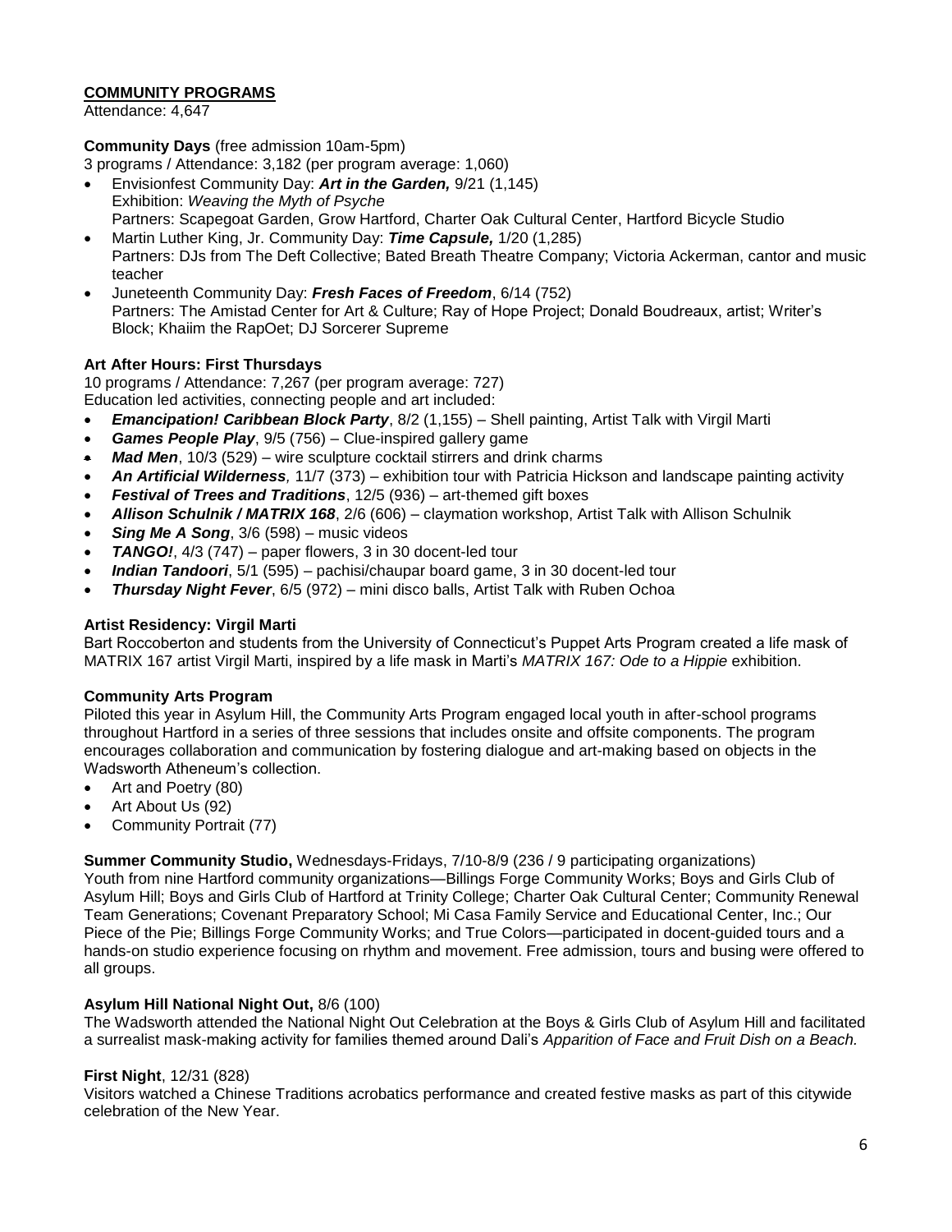**COMMUNITY PROGRAMS**

Attendance: 4,647

**Community Days** (free admission 10am-5pm)

3 programs / Attendance: 3,182 (per program average: 1,060)

- Envisionfest Community Day: ***Art in the Garden,*** 9/21 (1,145)
  Exhibition: *Weaving the Myth of Psyche*
  Partners: Scapegoat Garden, Grow Hartford, Charter Oak Cultural Center, Hartford Bicycle Studio
- Martin Luther King, Jr. Community Day: ***Time Capsule,*** 1/20 (1,285)
  Partners: DJs from The Deft Collective; Bated Breath Theatre Company; Victoria Ackerman, cantor and music teacher
- Juneteenth Community Day: ***Fresh Faces of Freedom***, 6/14 (752)
  Partners: The Amistad Center for Art & Culture; Ray of Hope Project; Donald Boudreaux, artist; Writer's Block; Khaiim the RapOet; DJ Sorcerer Supreme

**Art After Hours: First Thursdays**

10 programs / Attendance: 7,267 (per program average: 727)

Education led activities, connecting people and art included:

- ***Emancipation! Caribbean Block Party***, 8/2 (1,155) – Shell painting, Artist Talk with Virgil Marti
- ***Games People Play***, 9/5 (756) – Clue-inspired gallery game
- ***Mad Men***, 10/3 (529) – wire sculpture cocktail stirrers and drink charms
- ***An Artificial Wilderness,*** 11/7 (373) – exhibition tour with Patricia Hickson and landscape painting activity
- ***Festival of Trees and Traditions***, 12/5 (936) – art-themed gift boxes
- ***Allison Schulnik / MATRIX 168***, 2/6 (606) – claymation workshop, Artist Talk with Allison Schulnik
- ***Sing Me A Song***, 3/6 (598) – music videos
- ***TANGO!***, 4/3 (747) – paper flowers, 3 in 30 docent-led tour
- ***Indian Tandoori***, 5/1 (595) – pachisi/chaupar board game, 3 in 30 docent-led tour
- ***Thursday Night Fever***, 6/5 (972) – mini disco balls, Artist Talk with Ruben Ochoa

**Artist Residency: Virgil Marti**

Bart Roccoberton and students from the University of Connecticut's Puppet Arts Program created a life mask of MATRIX 167 artist Virgil Marti, inspired by a life mask in Marti's *MATRIX 167: Ode to a Hippie* exhibition.

**Community Arts Program**

Piloted this year in Asylum Hill, the Community Arts Program engaged local youth in after-school programs throughout Hartford in a series of three sessions that includes onsite and offsite components. The program encourages collaboration and communication by fostering dialogue and art-making based on objects in the Wadsworth Atheneum's collection.

- Art and Poetry (80)
- Art About Us (92)
- Community Portrait (77)

**Summer Community Studio,** Wednesdays-Fridays, 7/10-8/9 (236 / 9 participating organizations)

Youth from nine Hartford community organizations—Billings Forge Community Works; Boys and Girls Club of Asylum Hill; Boys and Girls Club of Hartford at Trinity College; Charter Oak Cultural Center; Community Renewal Team Generations; Covenant Preparatory School; Mi Casa Family Service and Educational Center, Inc.; Our Piece of the Pie; Billings Forge Community Works; and True Colors—participated in docent-guided tours and a hands-on studio experience focusing on rhythm and movement. Free admission, tours and busing were offered to all groups.

**Asylum Hill National Night Out,** 8/6 (100)

The Wadsworth attended the National Night Out Celebration at the Boys & Girls Club of Asylum Hill and facilitated a surrealist mask-making activity for families themed around Dali's *Apparition of Face and Fruit Dish on a Beach.*

**First Night**, 12/31 (828)

Visitors watched a Chinese Traditions acrobatics performance and created festive masks as part of this citywide celebration of the New Year.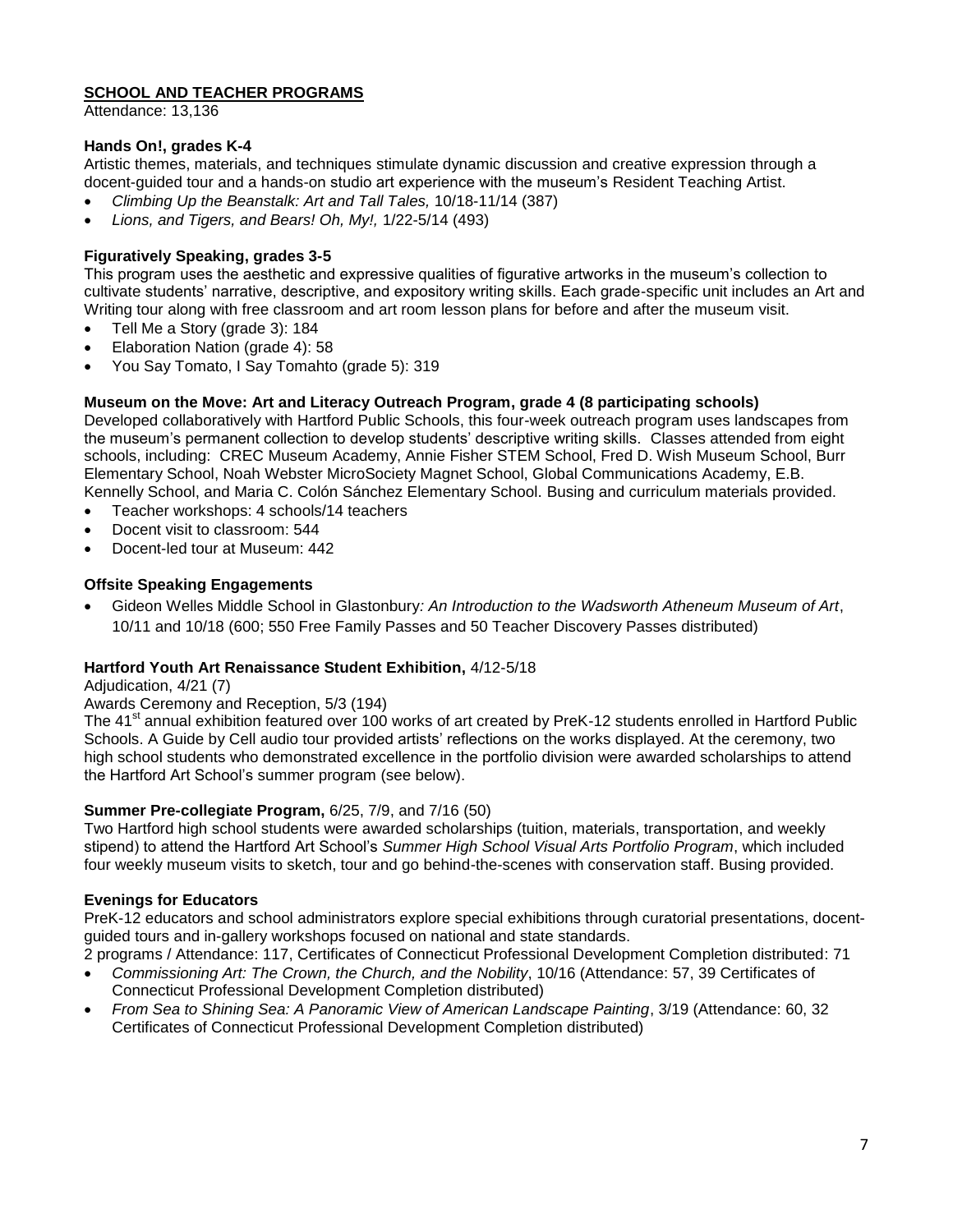## SCHOOL AND TEACHER PROGRAMS

Attendance: 13,136

**Hands On!, grades K-4**

Artistic themes, materials, and techniques stimulate dynamic discussion and creative expression through a docent-guided tour and a hands-on studio art experience with the museum's Resident Teaching Artist.

- *Climbing Up the Beanstalk: Art and Tall Tales,* 10/18-11/14 (387)
- *Lions, and Tigers, and Bears! Oh, My!,* 1/22-5/14 (493)

**Figuratively Speaking, grades 3-5**

This program uses the aesthetic and expressive qualities of figurative artworks in the museum's collection to cultivate students' narrative, descriptive, and expository writing skills. Each grade-specific unit includes an Art and Writing tour along with free classroom and art room lesson plans for before and after the museum visit.

- Tell Me a Story (grade 3): 184
- Elaboration Nation (grade 4): 58
- You Say Tomato, I Say Tomahto (grade 5): 319

**Museum on the Move: Art and Literacy Outreach Program, grade 4 (8 participating schools)**

Developed collaboratively with Hartford Public Schools, this four-week outreach program uses landscapes from the museum's permanent collection to develop students' descriptive writing skills. Classes attended from eight schools, including: CREC Museum Academy, Annie Fisher STEM School, Fred D. Wish Museum School, Burr Elementary School, Noah Webster MicroSociety Magnet School, Global Communications Academy, E.B. Kennelly School, and Maria C. Colón Sánchez Elementary School. Busing and curriculum materials provided.

- Teacher workshops: 4 schools/14 teachers
- Docent visit to classroom: 544
- Docent-led tour at Museum: 442

**Offsite Speaking Engagements**

- Gideon Welles Middle School in Glastonbury*: An Introduction to the Wadsworth Atheneum Museum of Art*, 10/11 and 10/18 (600; 550 Free Family Passes and 50 Teacher Discovery Passes distributed)

**Hartford Youth Art Renaissance Student Exhibition,** 4/12-5/18

Adjudication, 4/21 (7)

Awards Ceremony and Reception, 5/3 (194)

The 41st annual exhibition featured over 100 works of art created by PreK-12 students enrolled in Hartford Public Schools. A Guide by Cell audio tour provided artists' reflections on the works displayed. At the ceremony, two high school students who demonstrated excellence in the portfolio division were awarded scholarships to attend the Hartford Art School's summer program (see below).

**Summer Pre-collegiate Program,** 6/25, 7/9, and 7/16 (50)

Two Hartford high school students were awarded scholarships (tuition, materials, transportation, and weekly stipend) to attend the Hartford Art School's *Summer High School Visual Arts Portfolio Program*, which included four weekly museum visits to sketch, tour and go behind-the-scenes with conservation staff. Busing provided.

**Evenings for Educators**

PreK-12 educators and school administrators explore special exhibitions through curatorial presentations, docent-guided tours and in-gallery workshops focused on national and state standards.

2 programs / Attendance: 117, Certificates of Connecticut Professional Development Completion distributed: 71

- *Commissioning Art: The Crown, the Church, and the Nobility*, 10/16 (Attendance: 57, 39 Certificates of Connecticut Professional Development Completion distributed)
- *From Sea to Shining Sea: A Panoramic View of American Landscape Painting*, 3/19 (Attendance: 60, 32 Certificates of Connecticut Professional Development Completion distributed)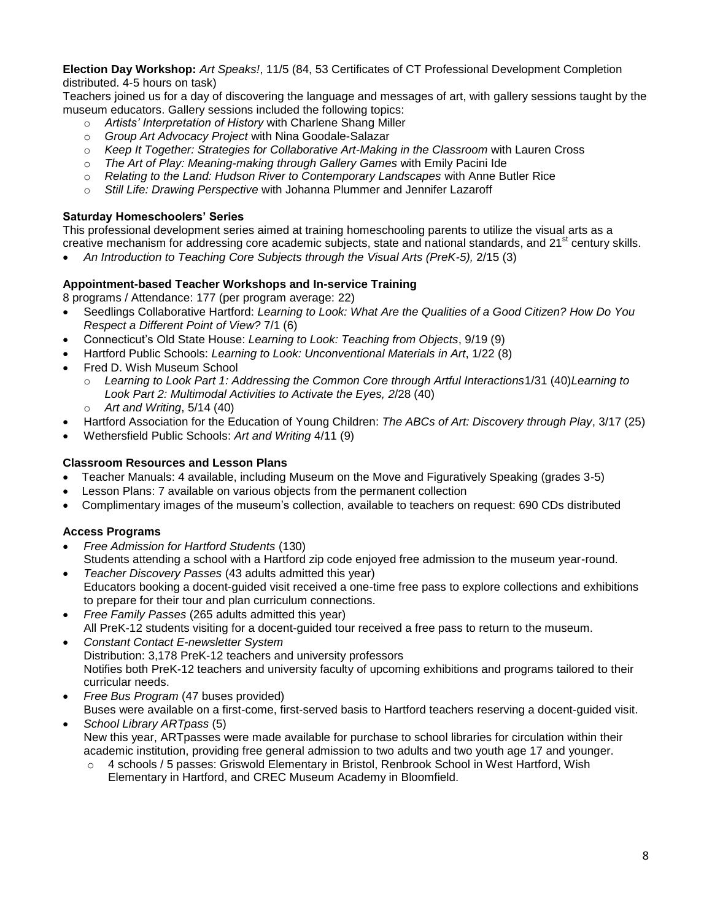**Election Day Workshop:** *Art Speaks!*, 11/5 (84, 53 Certificates of CT Professional Development Completion distributed. 4-5 hours on task)

Teachers joined us for a day of discovering the language and messages of art, with gallery sessions taught by the museum educators. Gallery sessions included the following topics:

- *Artists' Interpretation of History* with Charlene Shang Miller
- *Group Art Advocacy Project* with Nina Goodale-Salazar
- *Keep It Together: Strategies for Collaborative Art-Making in the Classroom* with Lauren Cross
- *The Art of Play: Meaning-making through Gallery Games* with Emily Pacini Ide
- *Relating to the Land: Hudson River to Contemporary Landscapes* with Anne Butler Rice
- *Still Life: Drawing Perspective* with Johanna Plummer and Jennifer Lazaroff

**Saturday Homeschoolers' Series**

This professional development series aimed at training homeschooling parents to utilize the visual arts as a creative mechanism for addressing core academic subjects, state and national standards, and 21st century skills.

- *An Introduction to Teaching Core Subjects through the Visual Arts (PreK-5),* 2/15 (3)

**Appointment-based Teacher Workshops and In-service Training**

8 programs / Attendance: 177 (per program average: 22)

- Seedlings Collaborative Hartford: *Learning to Look: What Are the Qualities of a Good Citizen? How Do You Respect a Different Point of View?* 7/1 (6)
- Connecticut's Old State House: *Learning to Look: Teaching from Objects*, 9/19 (9)
- Hartford Public Schools: *Learning to Look: Unconventional Materials in Art*, 1/22 (8)
- Fred D. Wish Museum School
  - *Learning to Look Part 1: Addressing the Common Core through Artful Interactions*1/31 (40)*Learning to Look Part 2: Multimodal Activities to Activate the Eyes, 2*/28 (40)
  - *Art and Writing*, 5/14 (40)
- Hartford Association for the Education of Young Children: *The ABCs of Art: Discovery through Play*, 3/17 (25)
- Wethersfield Public Schools: *Art and Writing* 4/11 (9)

**Classroom Resources and Lesson Plans**

- Teacher Manuals: 4 available, including Museum on the Move and Figuratively Speaking (grades 3-5)
- Lesson Plans: 7 available on various objects from the permanent collection
- Complimentary images of the museum's collection, available to teachers on request: 690 CDs distributed

**Access Programs**

- *Free Admission for Hartford Students* (130)
  Students attending a school with a Hartford zip code enjoyed free admission to the museum year-round.
- *Teacher Discovery Passes* (43 adults admitted this year)
  Educators booking a docent-guided visit received a one-time free pass to explore collections and exhibitions to prepare for their tour and plan curriculum connections.
- *Free Family Passes* (265 adults admitted this year)
  All PreK-12 students visiting for a docent-guided tour received a free pass to return to the museum.
- *Constant Contact E-newsletter System*
  Distribution: 3,178 PreK-12 teachers and university professors
  Notifies both PreK-12 teachers and university faculty of upcoming exhibitions and programs tailored to their curricular needs.
- *Free Bus Program* (47 buses provided)
  Buses were available on a first-come, first-served basis to Hartford teachers reserving a docent-guided visit.
- *School Library ARTpass* (5)
  New this year, ARTpasses were made available for purchase to school libraries for circulation within their academic institution, providing free general admission to two adults and two youth age 17 and younger.
  - 4 schools / 5 passes: Griswold Elementary in Bristol, Renbrook School in West Hartford, Wish Elementary in Hartford, and CREC Museum Academy in Bloomfield.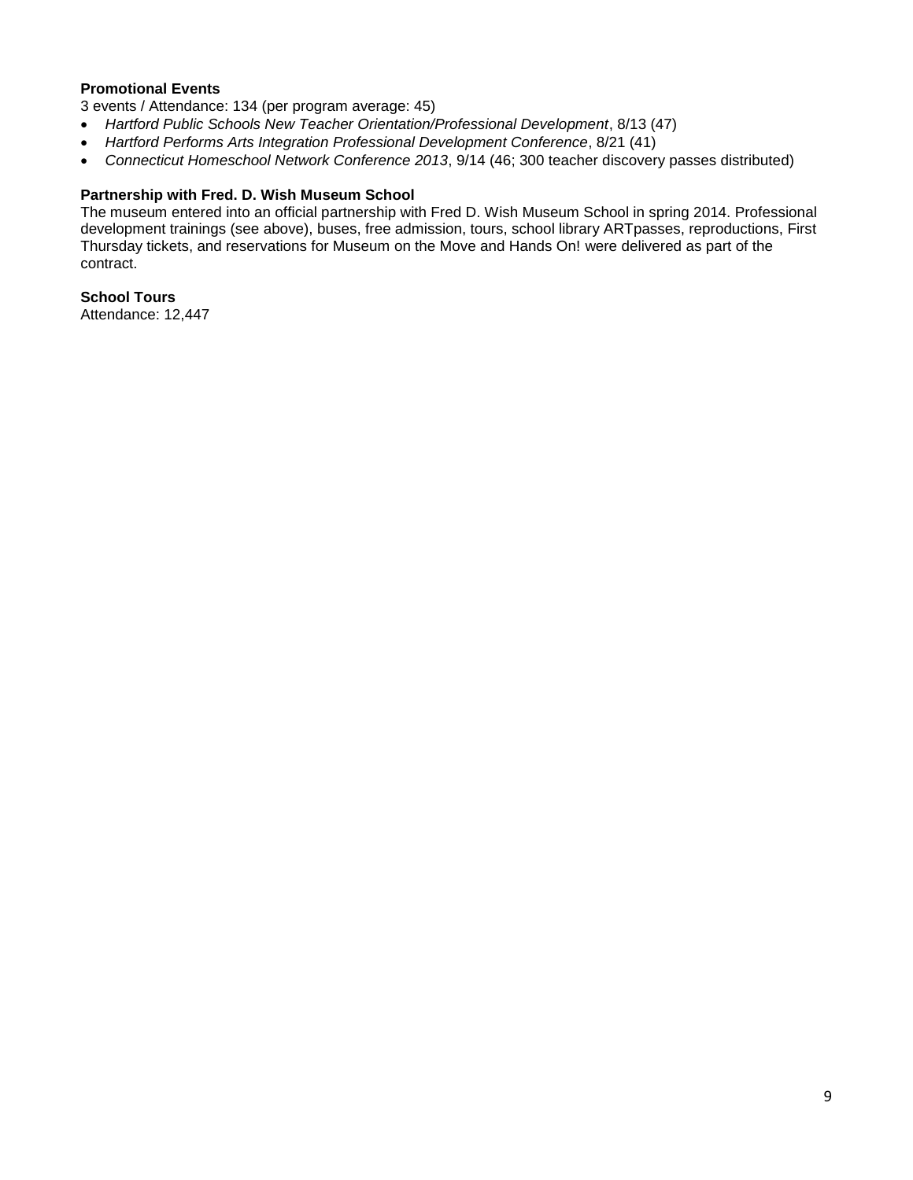**Promotional Events**

3 events / Attendance: 134 (per program average: 45)

- *Hartford Public Schools New Teacher Orientation/Professional Development*, 8/13 (47)
- *Hartford Performs Arts Integration Professional Development Conference*, 8/21 (41)
- *Connecticut Homeschool Network Conference 2013*, 9/14 (46; 300 teacher discovery passes distributed)

**Partnership with Fred. D. Wish Museum School**

The museum entered into an official partnership with Fred D. Wish Museum School in spring 2014. Professional development trainings (see above), buses, free admission, tours, school library ARTpasses, reproductions, First Thursday tickets, and reservations for Museum on the Move and Hands On! were delivered as part of the contract.

**School Tours**

Attendance: 12,447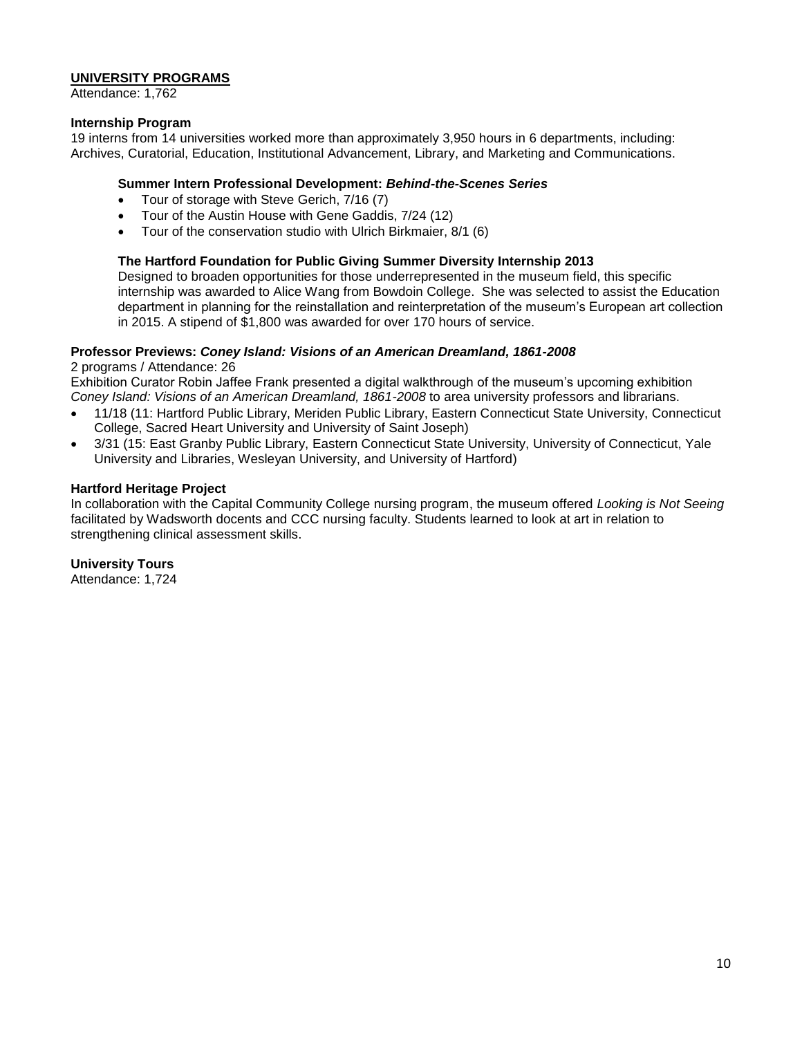## UNIVERSITY PROGRAMS

Attendance: 1,762

### Internship Program

19 interns from 14 universities worked more than approximately 3,950 hours in 6 departments, including: Archives, Curatorial, Education, Institutional Advancement, Library, and Marketing and Communications.

#### Summer Intern Professional Development: *Behind-the-Scenes Series*

- Tour of storage with Steve Gerich, 7/16 (7)
- Tour of the Austin House with Gene Gaddis, 7/24 (12)
- Tour of the conservation studio with Ulrich Birkmaier, 8/1 (6)

#### The Hartford Foundation for Public Giving Summer Diversity Internship 2013

Designed to broaden opportunities for those underrepresented in the museum field, this specific internship was awarded to Alice Wang from Bowdoin College. She was selected to assist the Education department in planning for the reinstallation and reinterpretation of the museum's European art collection in 2015. A stipend of $1,800 was awarded for over 170 hours of service.

### Professor Previews: *Coney Island: Visions of an American Dreamland, 1861-2008*

2 programs / Attendance: 26

Exhibition Curator Robin Jaffee Frank presented a digital walkthrough of the museum's upcoming exhibition *Coney Island: Visions of an American Dreamland, 1861-2008* to area university professors and librarians.

- 11/18 (11: Hartford Public Library, Meriden Public Library, Eastern Connecticut State University, Connecticut College, Sacred Heart University and University of Saint Joseph)
- 3/31 (15: East Granby Public Library, Eastern Connecticut State University, University of Connecticut, Yale University and Libraries, Wesleyan University, and University of Hartford)

### Hartford Heritage Project

In collaboration with the Capital Community College nursing program, the museum offered *Looking is Not Seeing* facilitated by Wadsworth docents and CCC nursing faculty. Students learned to look at art in relation to strengthening clinical assessment skills.

### University Tours

Attendance: 1,724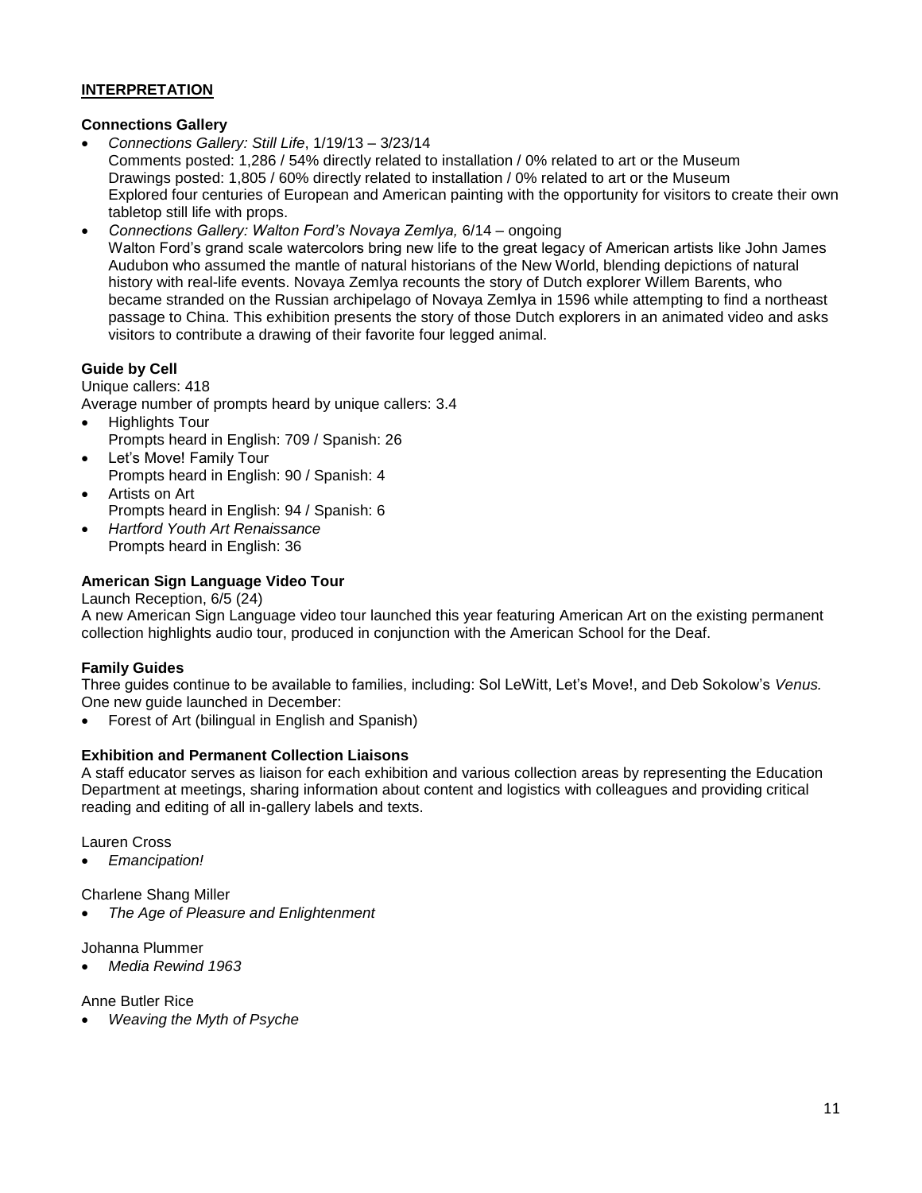## INTERPRETATION

### Connections Gallery

- *Connections Gallery: Still Life*, 1/19/13 – 3/23/14
  Comments posted: 1,286 / 54% directly related to installation / 0% related to art or the Museum
  Drawings posted: 1,805 / 60% directly related to installation / 0% related to art or the Museum
  Explored four centuries of European and American painting with the opportunity for visitors to create their own tabletop still life with props.
- *Connections Gallery: Walton Ford's Novaya Zemlya,* 6/14 – ongoing
  Walton Ford's grand scale watercolors bring new life to the great legacy of American artists like John James Audubon who assumed the mantle of natural historians of the New World, blending depictions of natural history with real-life events. Novaya Zemlya recounts the story of Dutch explorer Willem Barents, who became stranded on the Russian archipelago of Novaya Zemlya in 1596 while attempting to find a northeast passage to China. This exhibition presents the story of those Dutch explorers in an animated video and asks visitors to contribute a drawing of their favorite four legged animal.

### Guide by Cell

Unique callers: 418
Average number of prompts heard by unique callers: 3.4

- Highlights Tour
  Prompts heard in English: 709 / Spanish: 26
- Let's Move! Family Tour
  Prompts heard in English: 90 / Spanish: 4
- Artists on Art
  Prompts heard in English: 94 / Spanish: 6
- *Hartford Youth Art Renaissance*
  Prompts heard in English: 36

### American Sign Language Video Tour

Launch Reception, 6/5 (24)
A new American Sign Language video tour launched this year featuring American Art on the existing permanent collection highlights audio tour, produced in conjunction with the American School for the Deaf.

### Family Guides

Three guides continue to be available to families, including: Sol LeWitt, Let's Move!, and Deb Sokolow's *Venus.*
One new guide launched in December:

- Forest of Art (bilingual in English and Spanish)

### Exhibition and Permanent Collection Liaisons

A staff educator serves as liaison for each exhibition and various collection areas by representing the Education Department at meetings, sharing information about content and logistics with colleagues and providing critical reading and editing of all in-gallery labels and texts.

Lauren Cross

- *Emancipation!*

Charlene Shang Miller

- *The Age of Pleasure and Enlightenment*

Johanna Plummer

- *Media Rewind 1963*

Anne Butler Rice

- *Weaving the Myth of Psyche*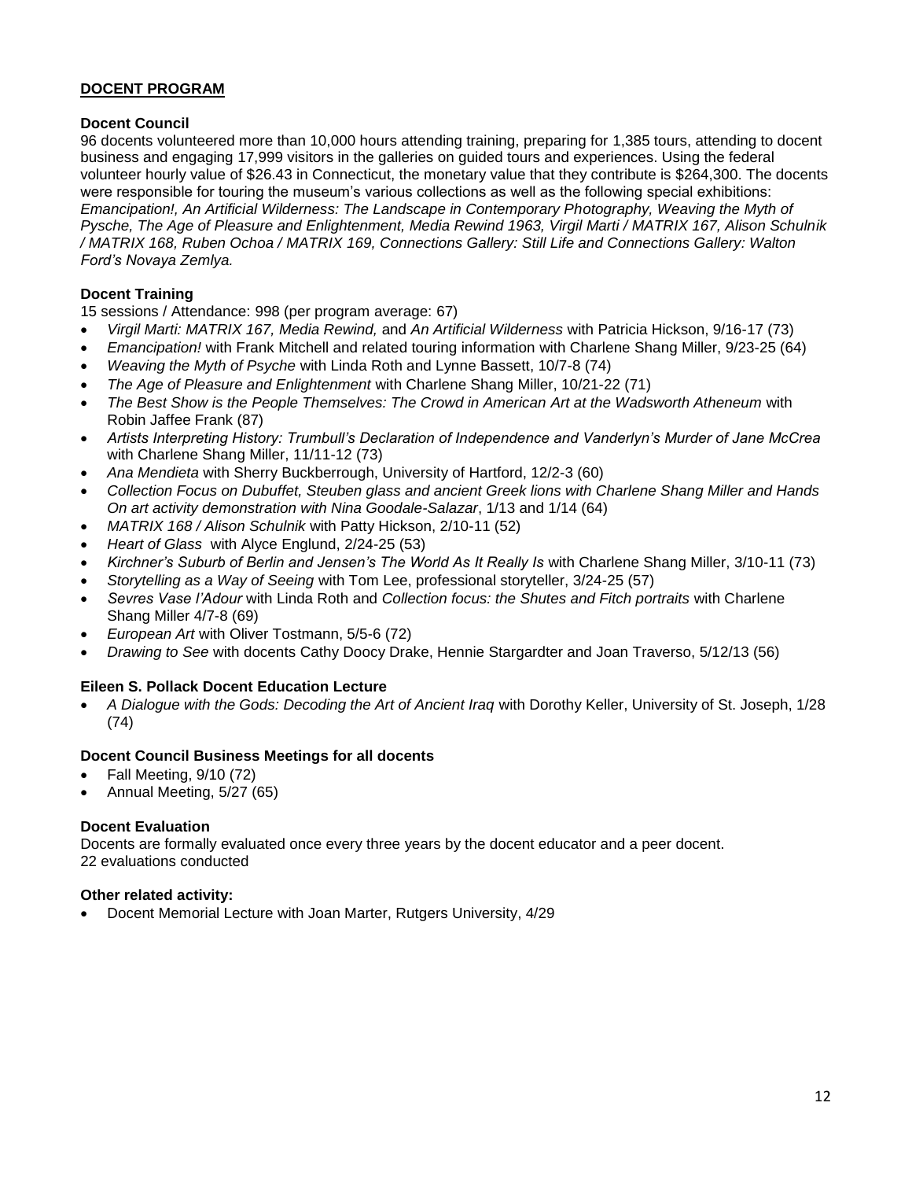## DOCENT PROGRAM

### Docent Council

96 docents volunteered more than 10,000 hours attending training, preparing for 1,385 tours, attending to docent business and engaging 17,999 visitors in the galleries on guided tours and experiences. Using the federal volunteer hourly value of $26.43 in Connecticut, the monetary value that they contribute is $264,300. The docents were responsible for touring the museum's various collections as well as the following special exhibitions: *Emancipation!, An Artificial Wilderness: The Landscape in Contemporary Photography, Weaving the Myth of Pysche, The Age of Pleasure and Enlightenment, Media Rewind 1963, Virgil Marti / MATRIX 167, Alison Schulnik / MATRIX 168, Ruben Ochoa / MATRIX 169, Connections Gallery: Still Life and Connections Gallery: Walton Ford's Novaya Zemlya.*

### Docent Training

15 sessions / Attendance: 998 (per program average: 67)

- *Virgil Marti: MATRIX 167, Media Rewind,* and *An Artificial Wilderness* with Patricia Hickson, 9/16-17 (73)
- *Emancipation!* with Frank Mitchell and related touring information with Charlene Shang Miller, 9/23-25 (64)
- *Weaving the Myth of Psyche* with Linda Roth and Lynne Bassett, 10/7-8 (74)
- *The Age of Pleasure and Enlightenment* with Charlene Shang Miller, 10/21-22 (71)
- *The Best Show is the People Themselves: The Crowd in American Art at the Wadsworth Atheneum* with Robin Jaffee Frank (87)
- *Artists Interpreting History: Trumbull's Declaration of Independence and Vanderlyn's Murder of Jane McCrea* with Charlene Shang Miller, 11/11-12 (73)
- *Ana Mendieta* with Sherry Buckberrough, University of Hartford, 12/2-3 (60)
- *Collection Focus on Dubuffet, Steuben glass and ancient Greek lions with Charlene Shang Miller and Hands On art activity demonstration with Nina Goodale-Salazar*, 1/13 and 1/14 (64)
- *MATRIX 168 / Alison Schulnik* with Patty Hickson, 2/10-11 (52)
- *Heart of Glass* with Alyce Englund, 2/24-25 (53)
- *Kirchner's Suburb of Berlin and Jensen's The World As It Really Is* with Charlene Shang Miller, 3/10-11 (73)
- *Storytelling as a Way of Seeing* with Tom Lee, professional storyteller, 3/24-25 (57)
- *Sevres Vase l'Adour* with Linda Roth and *Collection focus: the Shutes and Fitch portraits* with Charlene Shang Miller 4/7-8 (69)
- *European Art* with Oliver Tostmann, 5/5-6 (72)
- *Drawing to See* with docents Cathy Doocy Drake, Hennie Stargardter and Joan Traverso, 5/12/13 (56)

### Eileen S. Pollack Docent Education Lecture

- *A Dialogue with the Gods: Decoding the Art of Ancient Iraq* with Dorothy Keller, University of St. Joseph, 1/28 (74)

### Docent Council Business Meetings for all docents

- Fall Meeting, 9/10 (72)
- Annual Meeting, 5/27 (65)

### Docent Evaluation

Docents are formally evaluated once every three years by the docent educator and a peer docent.
22 evaluations conducted

### Other related activity:

- Docent Memorial Lecture with Joan Marter, Rutgers University, 4/29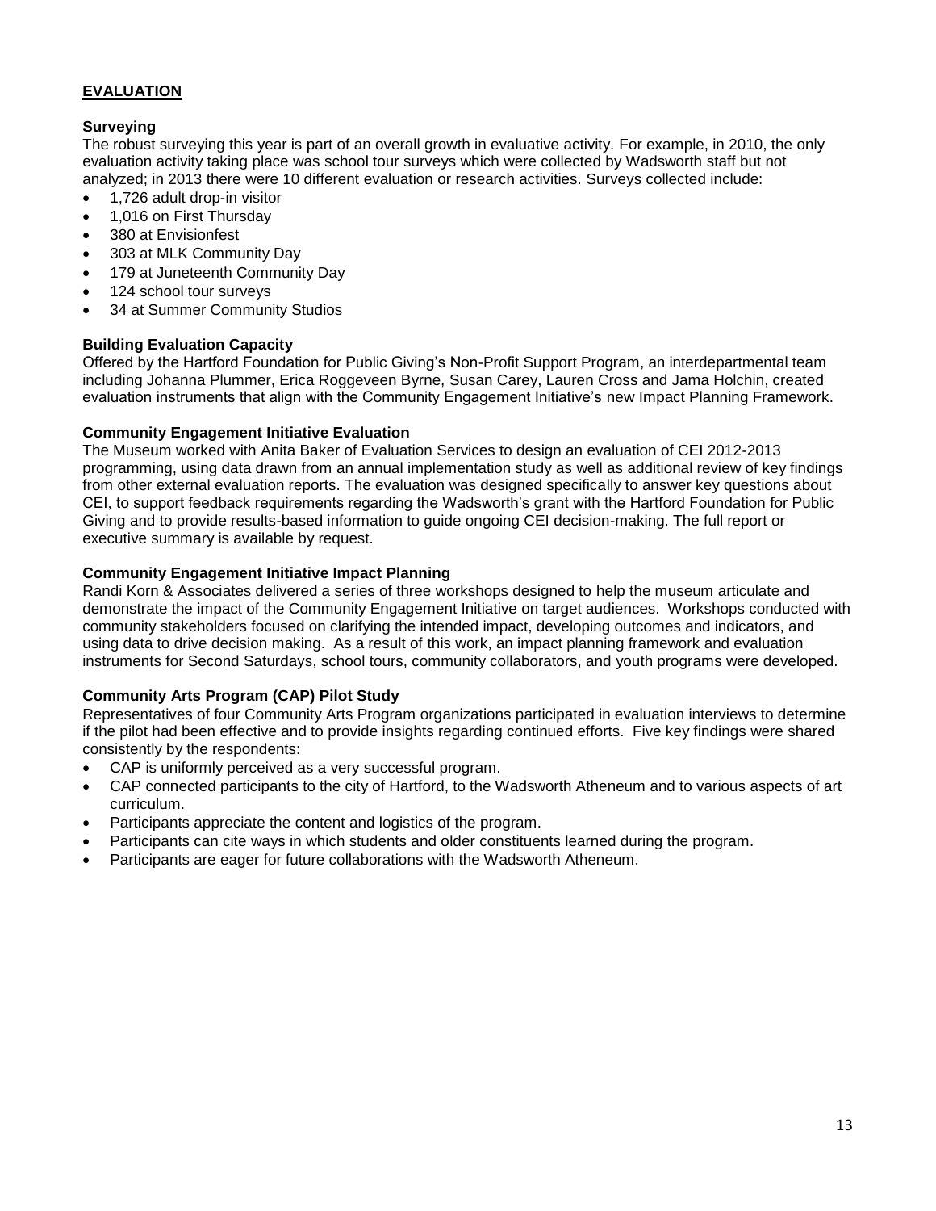## EVALUATION

### Surveying

The robust surveying this year is part of an overall growth in evaluative activity. For example, in 2010, the only evaluation activity taking place was school tour surveys which were collected by Wadsworth staff but not analyzed; in 2013 there were 10 different evaluation or research activities. Surveys collected include:

- 1,726 adult drop-in visitor
- 1,016 on First Thursday
- 380 at Envisionfest
- 303 at MLK Community Day
- 179 at Juneteenth Community Day
- 124 school tour surveys
- 34 at Summer Community Studios

### Building Evaluation Capacity

Offered by the Hartford Foundation for Public Giving's Non-Profit Support Program, an interdepartmental team including Johanna Plummer, Erica Roggeveen Byrne, Susan Carey, Lauren Cross and Jama Holchin, created evaluation instruments that align with the Community Engagement Initiative's new Impact Planning Framework.

### Community Engagement Initiative Evaluation

The Museum worked with Anita Baker of Evaluation Services to design an evaluation of CEI 2012-2013 programming, using data drawn from an annual implementation study as well as additional review of key findings from other external evaluation reports. The evaluation was designed specifically to answer key questions about CEI, to support feedback requirements regarding the Wadsworth's grant with the Hartford Foundation for Public Giving and to provide results-based information to guide ongoing CEI decision-making. The full report or executive summary is available by request.

### Community Engagement Initiative Impact Planning

Randi Korn & Associates delivered a series of three workshops designed to help the museum articulate and demonstrate the impact of the Community Engagement Initiative on target audiences. Workshops conducted with community stakeholders focused on clarifying the intended impact, developing outcomes and indicators, and using data to drive decision making. As a result of this work, an impact planning framework and evaluation instruments for Second Saturdays, school tours, community collaborators, and youth programs were developed.

### Community Arts Program (CAP) Pilot Study

Representatives of four Community Arts Program organizations participated in evaluation interviews to determine if the pilot had been effective and to provide insights regarding continued efforts. Five key findings were shared consistently by the respondents:

- CAP is uniformly perceived as a very successful program.
- CAP connected participants to the city of Hartford, to the Wadsworth Atheneum and to various aspects of art curriculum.
- Participants appreciate the content and logistics of the program.
- Participants can cite ways in which students and older constituents learned during the program.
- Participants are eager for future collaborations with the Wadsworth Atheneum.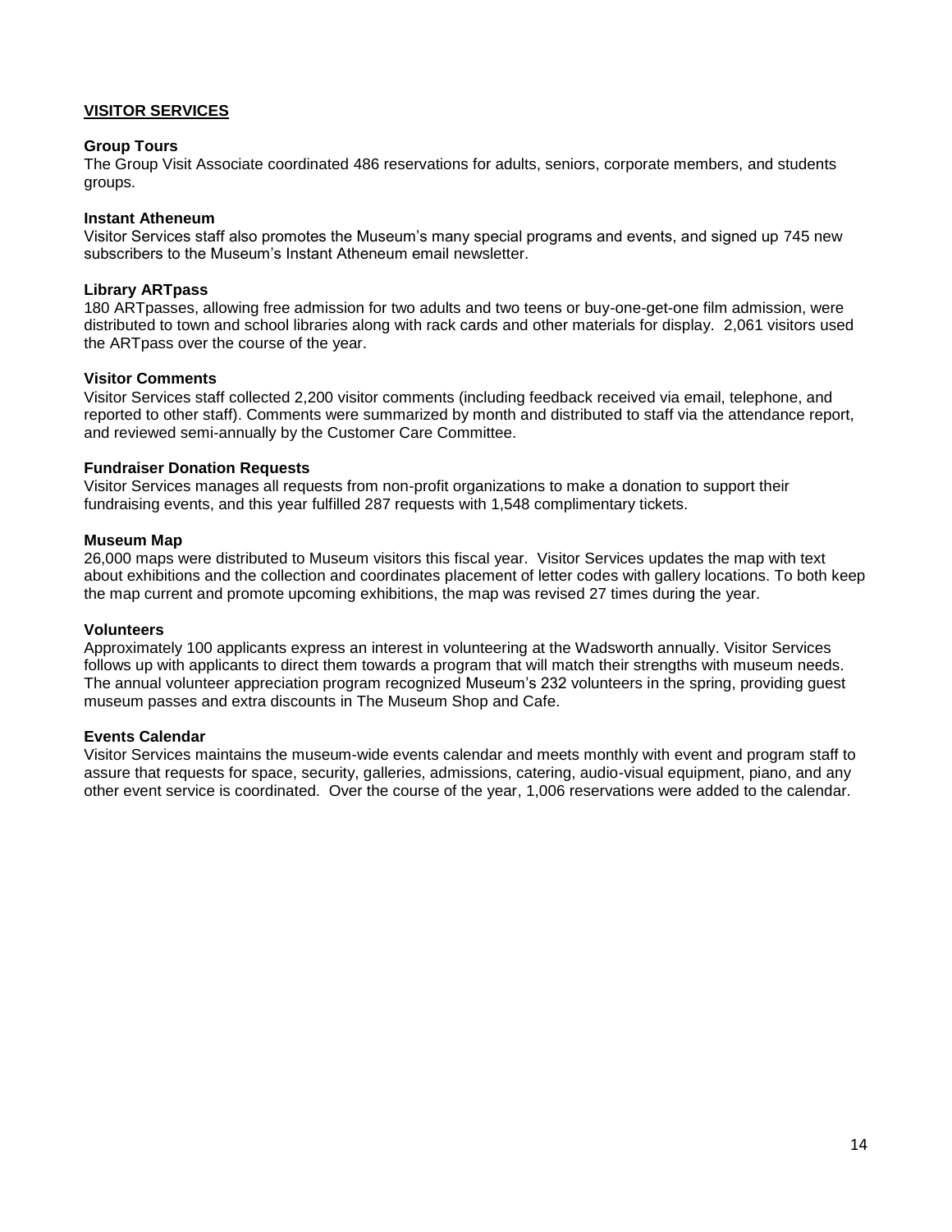## VISITOR SERVICES

### Group Tours

The Group Visit Associate coordinated 486 reservations for adults, seniors, corporate members, and students groups.

### Instant Atheneum

Visitor Services staff also promotes the Museum's many special programs and events, and signed up 745 new subscribers to the Museum's Instant Atheneum email newsletter.

### Library ARTpass

180 ARTpasses, allowing free admission for two adults and two teens or buy-one-get-one film admission, were distributed to town and school libraries along with rack cards and other materials for display. 2,061 visitors used the ARTpass over the course of the year.

### Visitor Comments

Visitor Services staff collected 2,200 visitor comments (including feedback received via email, telephone, and reported to other staff). Comments were summarized by month and distributed to staff via the attendance report, and reviewed semi-annually by the Customer Care Committee.

### Fundraiser Donation Requests

Visitor Services manages all requests from non-profit organizations to make a donation to support their fundraising events, and this year fulfilled 287 requests with 1,548 complimentary tickets.

### Museum Map

26,000 maps were distributed to Museum visitors this fiscal year. Visitor Services updates the map with text about exhibitions and the collection and coordinates placement of letter codes with gallery locations. To both keep the map current and promote upcoming exhibitions, the map was revised 27 times during the year.

### Volunteers

Approximately 100 applicants express an interest in volunteering at the Wadsworth annually. Visitor Services follows up with applicants to direct them towards a program that will match their strengths with museum needs. The annual volunteer appreciation program recognized Museum's 232 volunteers in the spring, providing guest museum passes and extra discounts in The Museum Shop and Cafe.

### Events Calendar

Visitor Services maintains the museum-wide events calendar and meets monthly with event and program staff to assure that requests for space, security, galleries, admissions, catering, audio-visual equipment, piano, and any other event service is coordinated. Over the course of the year, 1,006 reservations were added to the calendar.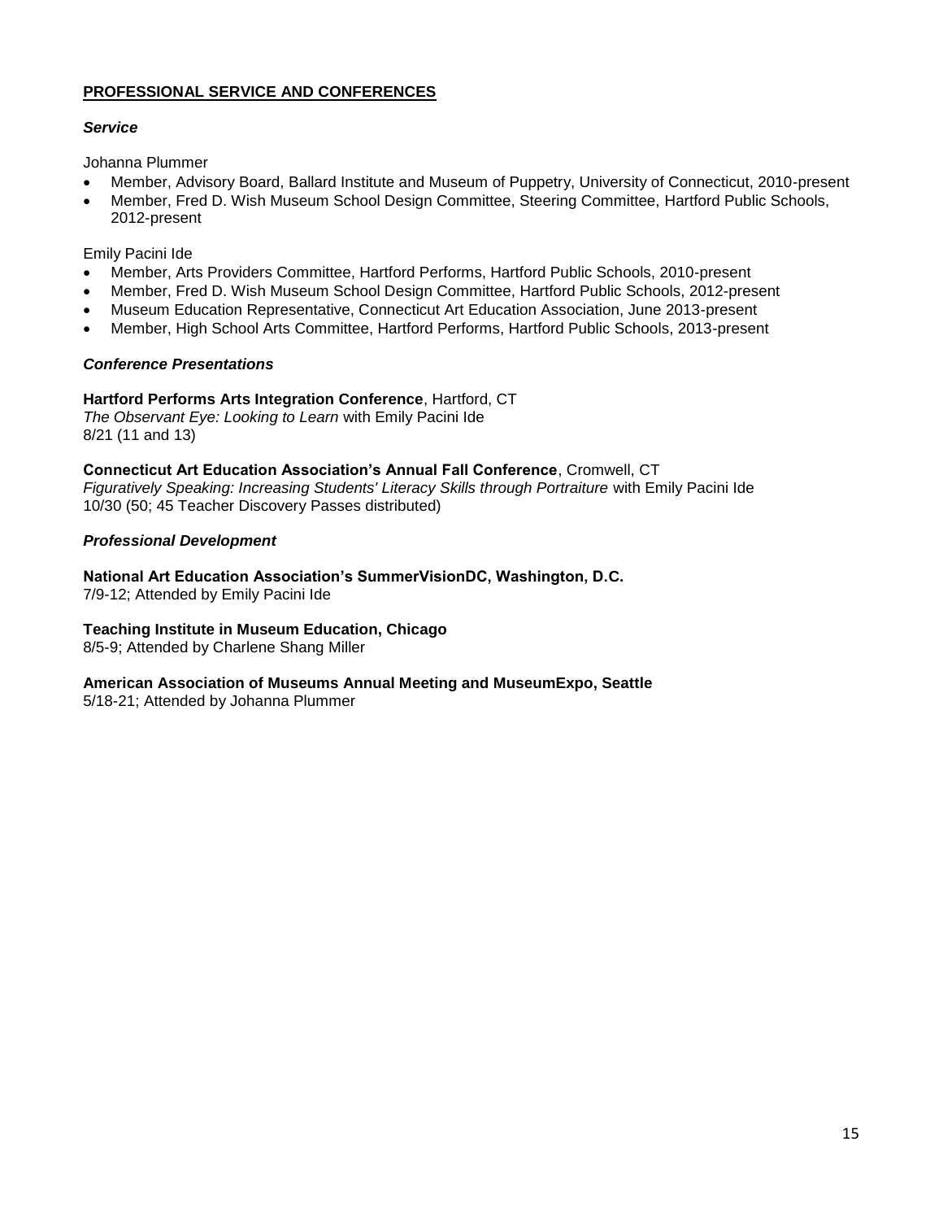## PROFESSIONAL SERVICE AND CONFERENCES

### *Service*

Johanna Plummer

- Member, Advisory Board, Ballard Institute and Museum of Puppetry, University of Connecticut, 2010-present
- Member, Fred D. Wish Museum School Design Committee, Steering Committee, Hartford Public Schools, 2012-present

Emily Pacini Ide

- Member, Arts Providers Committee, Hartford Performs, Hartford Public Schools, 2010-present
- Member, Fred D. Wish Museum School Design Committee, Hartford Public Schools, 2012-present
- Museum Education Representative, Connecticut Art Education Association, June 2013-present
- Member, High School Arts Committee, Hartford Performs, Hartford Public Schools, 2013-present

### *Conference Presentations*

**Hartford Performs Arts Integration Conference**, Hartford, CT
*The Observant Eye: Looking to Learn* with Emily Pacini Ide
8/21 (11 and 13)

**Connecticut Art Education Association's Annual Fall Conference**, Cromwell, CT
*Figuratively Speaking: Increasing Students' Literacy Skills through Portraiture* with Emily Pacini Ide
10/30 (50; 45 Teacher Discovery Passes distributed)

### *Professional Development*

**National Art Education Association's SummerVisionDC, Washington, D.C.**
7/9-12; Attended by Emily Pacini Ide

**Teaching Institute in Museum Education, Chicago**
8/5-9; Attended by Charlene Shang Miller

**American Association of Museums Annual Meeting and MuseumExpo, Seattle**
5/18-21; Attended by Johanna Plummer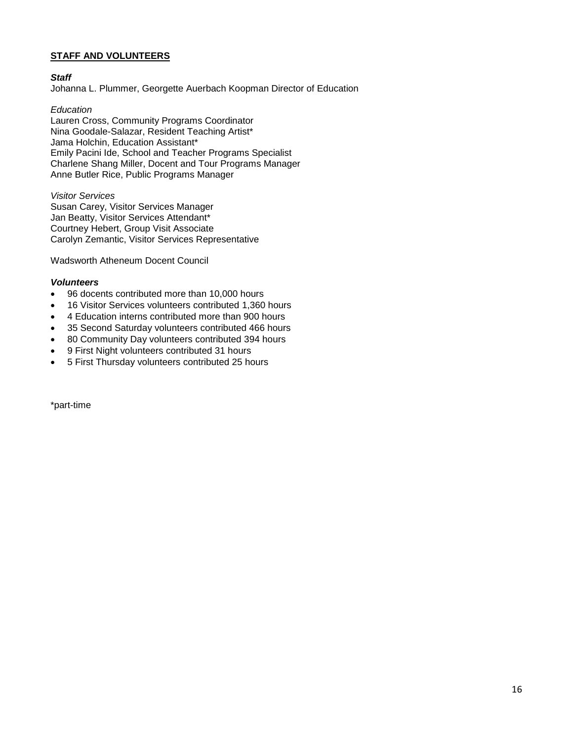## STAFF AND VOLUNTEERS

***Staff***

Johanna L. Plummer, Georgette Auerbach Koopman Director of Education

*Education*

Lauren Cross, Community Programs Coordinator
Nina Goodale-Salazar, Resident Teaching Artist*
Jama Holchin, Education Assistant*
Emily Pacini Ide, School and Teacher Programs Specialist
Charlene Shang Miller, Docent and Tour Programs Manager
Anne Butler Rice, Public Programs Manager

*Visitor Services*

Susan Carey, Visitor Services Manager
Jan Beatty, Visitor Services Attendant*
Courtney Hebert, Group Visit Associate
Carolyn Zemantic, Visitor Services Representative

Wadsworth Atheneum Docent Council

***Volunteers***

- 96 docents contributed more than 10,000 hours
- 16 Visitor Services volunteers contributed 1,360 hours
- 4 Education interns contributed more than 900 hours
- 35 Second Saturday volunteers contributed 466 hours
- 80 Community Day volunteers contributed 394 hours
- 9 First Night volunteers contributed 31 hours
- 5 First Thursday volunteers contributed 25 hours

*part-time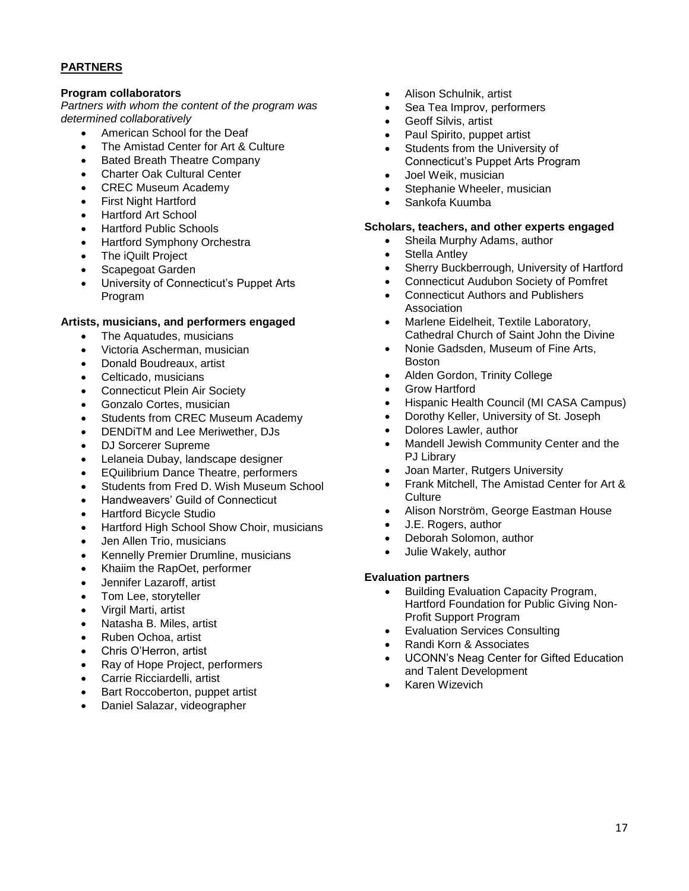## PARTNERS

**Program collaborators**

*Partners with whom the content of the program was determined collaboratively*

- American School for the Deaf
- The Amistad Center for Art & Culture
- Bated Breath Theatre Company
- Charter Oak Cultural Center
- CREC Museum Academy
- First Night Hartford
- Hartford Art School
- Hartford Public Schools
- Hartford Symphony Orchestra
- The iQuilt Project
- Scapegoat Garden
- University of Connecticut's Puppet Arts Program

**Artists, musicians, and performers engaged**

- The Aquatudes, musicians
- Victoria Ascherman, musician
- Donald Boudreaux, artist
- Celticado, musicians
- Connecticut Plein Air Society
- Gonzalo Cortes, musician
- Students from CREC Museum Academy
- DENDiTM and Lee Meriwether, DJs
- DJ Sorcerer Supreme
- Lelaneia Dubay, landscape designer
- EQuilibrium Dance Theatre, performers
- Students from Fred D. Wish Museum School
- Handweavers' Guild of Connecticut
- Hartford Bicycle Studio
- Hartford High School Show Choir, musicians
- Jen Allen Trio, musicians
- Kennelly Premier Drumline, musicians
- Khaiim the RapOet, performer
- Jennifer Lazaroff, artist
- Tom Lee, storyteller
- Virgil Marti, artist
- Natasha B. Miles, artist
- Ruben Ochoa, artist
- Chris O'Herron, artist
- Ray of Hope Project, performers
- Carrie Ricciardelli, artist
- Bart Roccoberton, puppet artist
- Daniel Salazar, videographer
- Alison Schulnik, artist
- Sea Tea Improv, performers
- Geoff Silvis, artist
- Paul Spirito, puppet artist
- Students from the University of Connecticut's Puppet Arts Program
- Joel Weik, musician
- Stephanie Wheeler, musician
- Sankofa Kuumba

**Scholars, teachers, and other experts engaged**

- Sheila Murphy Adams, author
- Stella Antley
- Sherry Buckberrough, University of Hartford
- Connecticut Audubon Society of Pomfret
- Connecticut Authors and Publishers Association
- Marlene Eidelheit, Textile Laboratory, Cathedral Church of Saint John the Divine
- Nonie Gadsden, Museum of Fine Arts, Boston
- Alden Gordon, Trinity College
- Grow Hartford
- Hispanic Health Council (MI CASA Campus)
- Dorothy Keller, University of St. Joseph
- Dolores Lawler, author
- Mandell Jewish Community Center and the PJ Library
- Joan Marter, Rutgers University
- Frank Mitchell, The Amistad Center for Art & Culture
- Alison Norström, George Eastman House
- J.E. Rogers, author
- Deborah Solomon, author
- Julie Wakely, author

**Evaluation partners**

- Building Evaluation Capacity Program, Hartford Foundation for Public Giving Non-Profit Support Program
- Evaluation Services Consulting
- Randi Korn & Associates
- UCONN's Neag Center for Gifted Education and Talent Development
- Karen Wizevich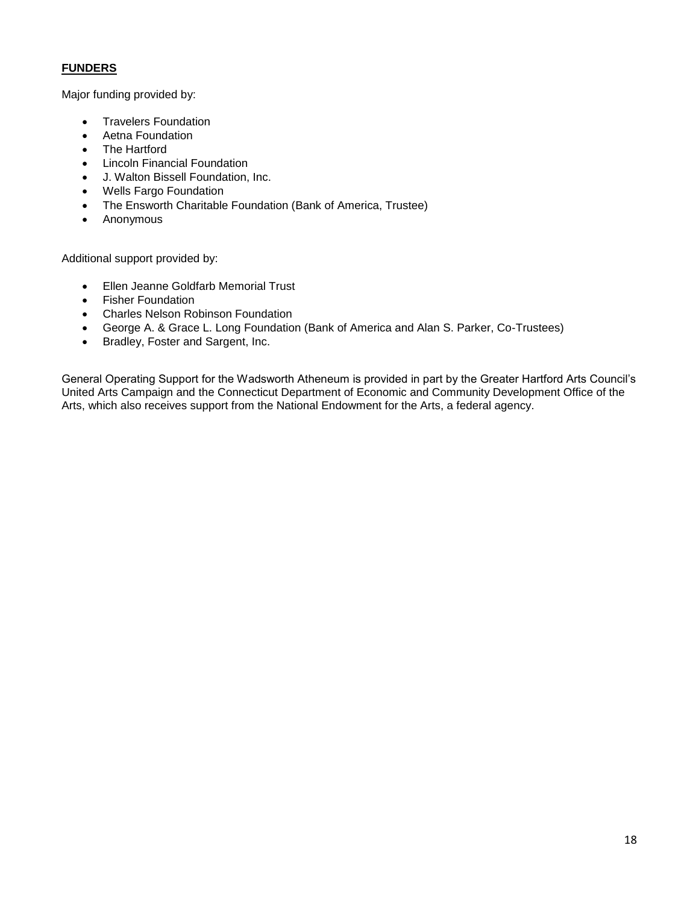## FUNDERS

Major funding provided by:

- Travelers Foundation
- Aetna Foundation
- The Hartford
- Lincoln Financial Foundation
- J. Walton Bissell Foundation, Inc.
- Wells Fargo Foundation
- The Ensworth Charitable Foundation (Bank of America, Trustee)
- Anonymous

Additional support provided by:

- Ellen Jeanne Goldfarb Memorial Trust
- Fisher Foundation
- Charles Nelson Robinson Foundation
- George A. & Grace L. Long Foundation (Bank of America and Alan S. Parker, Co-Trustees)
- Bradley, Foster and Sargent, Inc.

General Operating Support for the Wadsworth Atheneum is provided in part by the Greater Hartford Arts Council's United Arts Campaign and the Connecticut Department of Economic and Community Development Office of the Arts, which also receives support from the National Endowment for the Arts, a federal agency.